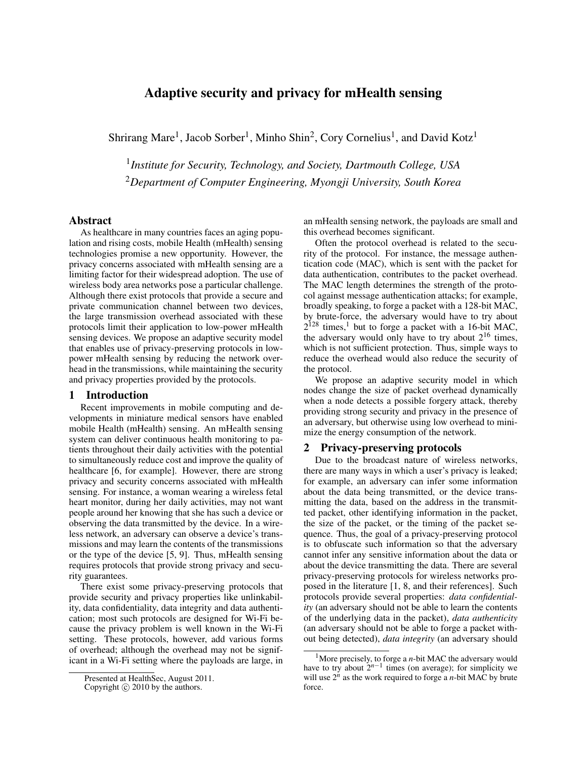# Adaptive security and privacy for mHealth sensing

Shrirang Mare[1], Jacob Sorber[1], Minho Shin[2], Cory Cornelius[1], and David Kotz[1]

[1] *Institute for Security, Technology, and Society, Dartmouth College, USA*
[2] *Department of Computer Engineering, Myongji University, South Korea*

## Abstract

As healthcare in many countries faces an aging population and rising costs, mobile Health (mHealth) sensing technologies promise a new opportunity. However, the privacy concerns associated with mHealth sensing are a limiting factor for their widespread adoption. The use of wireless body area networks pose a particular challenge. Although there exist protocols that provide a secure and private communication channel between two devices, the large transmission overhead associated with these protocols limit their application to low-power mHealth sensing devices. We propose an adaptive security model that enables use of privacy-preserving protocols in low-power mHealth sensing by reducing the network overhead in the transmissions, while maintaining the security and privacy properties provided by the protocols.

## 1 Introduction

Recent improvements in mobile computing and developments in miniature medical sensors have enabled mobile Health (mHealth) sensing. An mHealth sensing system can deliver continuous health monitoring to patients throughout their daily activities with the potential to simultaneously reduce cost and improve the quality of healthcare [6, for example]. However, there are strong privacy and security concerns associated with mHealth sensing. For instance, a woman wearing a wireless fetal heart monitor, during her daily activities, may not want people around her knowing that she has such a device or observing the data transmitted by the device. In a wireless network, an adversary can observe a device's transmissions and may learn the contents of the transmissions or the type of the device [5, 9]. Thus, mHealth sensing requires protocols that provide strong privacy and security guarantees.

There exist some privacy-preserving protocols that provide security and privacy properties like unlinkability, data confidentiality, data integrity and data authentication; most such protocols are designed for Wi-Fi because the privacy problem is well known in the Wi-Fi setting. These protocols, however, add various forms of overhead; although the overhead may not be significant in a Wi-Fi setting where the payloads are large, in an mHealth sensing network, the payloads are small and this overhead becomes significant.

Often the protocol overhead is related to the security of the protocol. For instance, the message authentication code (MAC), which is sent with the packet for data authentication, contributes to the packet overhead. The MAC length determines the strength of the protocol against message authentication attacks; for example, broadly speaking, to forge a packet with a 128-bit MAC, by brute-force, the adversary would have to try about $2^{128}$ times,[1] but to forge a packet with a 16-bit MAC, the adversary would only have to try about $2^{16}$ times, which is not sufficient protection. Thus, simple ways to reduce the overhead would also reduce the security of the protocol.

We propose an adaptive security model in which nodes change the size of packet overhead dynamically when a node detects a possible forgery attack, thereby providing strong security and privacy in the presence of an adversary, but otherwise using low overhead to minimize the energy consumption of the network.

## 2 Privacy-preserving protocols

Due to the broadcast nature of wireless networks, there are many ways in which a user's privacy is leaked; for example, an adversary can infer some information about the data being transmitted, or the device transmitting the data, based on the address in the transmitted packet, other identifying information in the packet, the size of the packet, or the timing of the packet sequence. Thus, the goal of a privacy-preserving protocol is to obfuscate such information so that the adversary cannot infer any sensitive information about the data or about the device transmitting the data. There are several privacy-preserving protocols for wireless networks proposed in the literature [1, 8, and their references]. Such protocols provide several properties: *data confidentiality* (an adversary should not be able to learn the contents of the underlying data in the packet), *data authenticity* (an adversary should not be able to forge a packet without being detected), *data integrity* (an adversary should

[1] More precisely, to forge a *n*-bit MAC the adversary would have to try about $2^{n-1}$ times (on average); for simplicity we will use $2^n$ as the work required to forge a *n*-bit MAC by brute force.

Presented at HealthSec, August 2011.
Copyright © 2010 by the authors.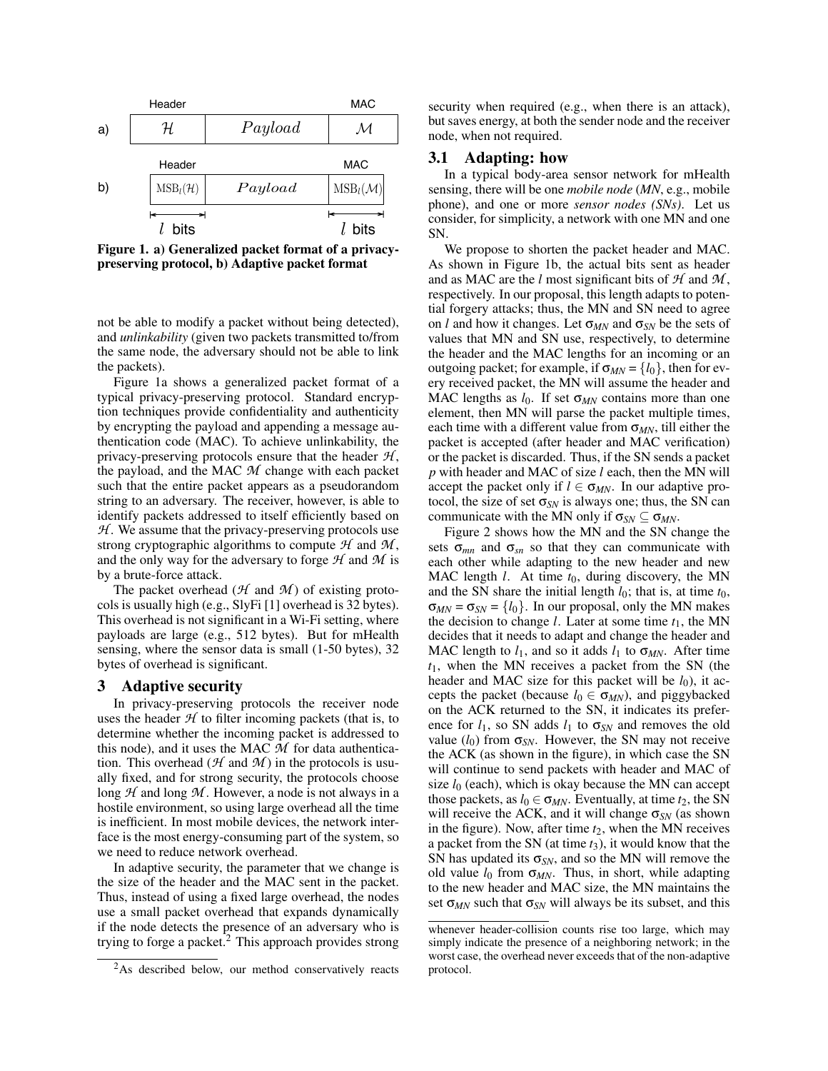a) Header $\mathcal{H}$ | $Payload$ | MAC $\mathcal{M}$

b) Header $\text{MSB}_l(\mathcal{H})$ | $Payload$ | MAC $\text{MSB}_l(\mathcal{M})$ — $l$ bits, $l$ bits

**Figure 1. a) Generalized packet format of a privacy-preserving protocol, b) Adaptive packet format**

not be able to modify a packet without being detected), and *unlinkability* (given two packets transmitted to/from the same node, the adversary should not be able to link the packets).

Figure 1a shows a generalized packet format of a typical privacy-preserving protocol. Standard encryption techniques provide confidentiality and authenticity by encrypting the payload and appending a message authentication code (MAC). To achieve unlinkability, the privacy-preserving protocols ensure that the header $\mathcal{H}$, the payload, and the MAC $\mathcal{M}$ change with each packet such that the entire packet appears as a pseudorandom string to an adversary. The receiver, however, is able to identify packets addressed to itself efficiently based on $\mathcal{H}$. We assume that the privacy-preserving protocols use strong cryptographic algorithms to compute $\mathcal{H}$ and $\mathcal{M}$, and the only way for the adversary to forge $\mathcal{H}$ and $\mathcal{M}$ is by a brute-force attack.

The packet overhead ($\mathcal{H}$ and $\mathcal{M}$) of existing protocols is usually high (e.g., SlyFi [1] overhead is 32 bytes). This overhead is not significant in a Wi-Fi setting, where payloads are large (e.g., 512 bytes). But for mHealth sensing, where the sensor data is small (1-50 bytes), 32 bytes of overhead is significant.

## 3 Adaptive security

In privacy-preserving protocols the receiver node uses the header $\mathcal{H}$ to filter incoming packets (that is, to determine whether the incoming packet is addressed to this node), and it uses the MAC $\mathcal{M}$ for data authentication. This overhead ($\mathcal{H}$ and $\mathcal{M}$) in the protocols is usually fixed, and for strong security, the protocols choose long $\mathcal{H}$ and long $\mathcal{M}$. However, a node is not always in a hostile environment, so using large overhead all the time is inefficient. In most mobile devices, the network interface is the most energy-consuming part of the system, so we need to reduce network overhead.

In adaptive security, the parameter that we change is the size of the header and the MAC sent in the packet. Thus, instead of using a fixed large overhead, the nodes use a small packet overhead that expands dynamically if the node detects the presence of an adversary who is trying to forge a packet.[2] This approach provides strong security when required (e.g., when there is an attack), but saves energy, at both the sender node and the receiver node, when not required.

### 3.1 Adapting: how

In a typical body-area sensor network for mHealth sensing, there will be one *mobile node* (*MN*, e.g., mobile phone), and one or more *sensor nodes (SNs)*. Let us consider, for simplicity, a network with one MN and one SN.

We propose to shorten the packet header and MAC. As shown in Figure 1b, the actual bits sent as header and as MAC are the $l$ most significant bits of $\mathcal{H}$ and $\mathcal{M}$, respectively. In our proposal, this length adapts to potential forgery attacks; thus, the MN and SN need to agree on $l$ and how it changes. Let $\sigma_{MN}$ and $\sigma_{SN}$ be the sets of values that MN and SN use, respectively, to determine the header and the MAC lengths for an incoming or an outgoing packet; for example, if $\sigma_{MN} = \{l_0\}$, then for every received packet, the MN will assume the header and MAC lengths as $l_0$. If set $\sigma_{MN}$ contains more than one element, then MN will parse the packet multiple times, each time with a different value from $\sigma_{MN}$, till either the packet is accepted (after header and MAC verification) or the packet is discarded. Thus, if the SN sends a packet $p$ with header and MAC of size $l$ each, then the MN will accept the packet only if $l \in \sigma_{MN}$. In our adaptive protocol, the size of set $\sigma_{SN}$ is always one; thus, the SN can communicate with the MN only if $\sigma_{SN} \subseteq \sigma_{MN}$.

Figure 2 shows how the MN and the SN change the sets $\sigma_{mn}$ and $\sigma_{sn}$ so that they can communicate with each other while adapting to the new header and new MAC length $l$. At time $t_0$, during discovery, the MN and the SN share the initial length $l_0$; that is, at time $t_0$, $\sigma_{MN} = \sigma_{SN} = \{l_0\}$. In our proposal, only the MN makes the decision to change $l$. Later at some time $t_1$, the MN decides that it needs to adapt and change the header and MAC length to $l_1$, and so it adds $l_1$ to $\sigma_{MN}$. After time $t_1$, when the MN receives a packet from the SN (the header and MAC size for this packet will be $l_0$), it accepts the packet (because $l_0 \in \sigma_{MN}$), and piggybacked on the ACK returned to the SN, it indicates its preference for $l_1$, so SN adds $l_1$ to $\sigma_{SN}$ and removes the old value ($l_0$) from $\sigma_{SN}$. However, the SN may not receive the ACK (as shown in the figure), in which case the SN will continue to send packets with header and MAC of size $l_0$ (each), which is okay because the MN can accept those packets, as $l_0 \in \sigma_{MN}$. Eventually, at time $t_2$, the SN will receive the ACK, and it will change $\sigma_{SN}$ (as shown in the figure). Now, after time $t_2$, when the MN receives a packet from the SN (at time $t_3$), it would know that the SN has updated its $\sigma_{SN}$, and so the MN will remove the old value $l_0$ from $\sigma_{MN}$. Thus, in short, while adapting to the new header and MAC size, the MN maintains the set $\sigma_{MN}$ such that $\sigma_{SN}$ will always be its subset, and this

[2] As described below, our method conservatively reacts whenever header-collision counts rise too large, which may simply indicate the presence of a neighboring network; in the worst case, the overhead never exceeds that of the non-adaptive protocol.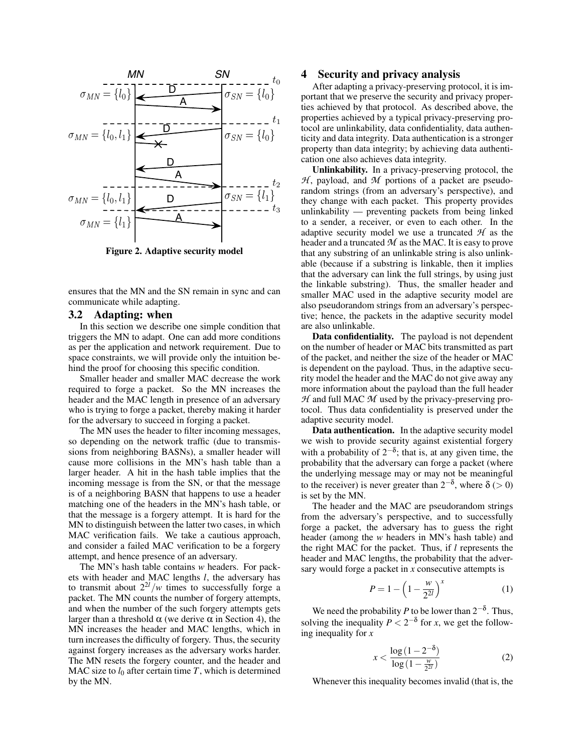Figure 2. Adaptive security model

ensures that the MN and the SN remain in sync and can communicate while adapting.

## 3.2 Adapting: when

In this section we describe one simple condition that triggers the MN to adapt. One can add more conditions as per the application and network requirement. Due to space constraints, we will provide only the intuition behind the proof for choosing this specific condition.

Smaller header and smaller MAC decrease the work required to forge a packet. So the MN increases the header and the MAC length in presence of an adversary who is trying to forge a packet, thereby making it harder for the adversary to succeed in forging a packet.

The MN uses the header to filter incoming messages, so depending on the network traffic (due to transmissions from neighboring BASNs), a smaller header will cause more collisions in the MN's hash table than a larger header. A hit in the hash table implies that the incoming message is from the SN, or that the message is of a neighboring BASN that happens to use a header matching one of the headers in the MN's hash table, or that the message is a forgery attempt. It is hard for the MN to distinguish between the latter two cases, in which MAC verification fails. We take a cautious approach, and consider a failed MAC verification to be a forgery attempt, and hence presence of an adversary.

The MN's hash table contains $w$ headers. For packets with header and MAC lengths $l$, the adversary has to transmit about $2^{2l}/w$ times to successfully forge a packet. The MN counts the number of forgery attempts, and when the number of the such forgery attempts gets larger than a threshold $\alpha$ (we derive $\alpha$ in Section 4), the MN increases the header and MAC lengths, which in turn increases the difficulty of forgery. Thus, the security against forgery increases as the adversary works harder. The MN resets the forgery counter, and the header and MAC size to $l_0$ after certain time $T$, which is determined by the MN.

# 4 Security and privacy analysis

After adapting a privacy-preserving protocol, it is important that we preserve the security and privacy properties achieved by that protocol. As described above, the properties achieved by a typical privacy-preserving protocol are unlinkability, data confidentiality, data authenticity and data integrity. Data authentication is a stronger property than data integrity; by achieving data authentication one also achieves data integrity.

**Unlinkability.** In a privacy-preserving protocol, the $\mathcal{H}$, payload, and $\mathcal{M}$ portions of a packet are pseudorandom strings (from an adversary's perspective), and they change with each packet. This property provides unlinkability — preventing packets from being linked to a sender, a receiver, or even to each other. In the adaptive security model we use a truncated $\mathcal{H}$ as the header and a truncated $\mathcal{M}$ as the MAC. It is easy to prove that any substring of an unlinkable string is also unlinkable (because if a substring is linkable, then it implies that the adversary can link the full strings, by using just the linkable substring). Thus, the smaller header and smaller MAC used in the adaptive security model are also pseudorandom strings from an adversary's perspective; hence, the packets in the adaptive security model are also unlinkable.

**Data confidentiality.** The payload is not dependent on the number of header or MAC bits transmitted as part of the packet, and neither the size of the header or MAC is dependent on the payload. Thus, in the adaptive security model the header and the MAC do not give away any more information about the payload than the full header $\mathcal{H}$ and full MAC $\mathcal{M}$ used by the privacy-preserving protocol. Thus data confidentiality is preserved under the adaptive security model.

**Data authentication.** In the adaptive security model we wish to provide security against existential forgery with a probability of $2^{-\delta}$; that is, at any given time, the probability that the adversary can forge a packet (where the underlying message may or may not be meaningful to the receiver) is never greater than $2^{-\delta}$, where $\delta$ ($> 0$) is set by the MN.

The header and the MAC are pseudorandom strings from the adversary's perspective, and to successfully forge a packet, the adversary has to guess the right header (among the $w$ headers in MN's hash table) and the right MAC for the packet. Thus, if $l$ represents the header and MAC lengths, the probability that the adversary would forge a packet in $x$ consecutive attempts is

$$P = 1 - \left(1 - \frac{w}{2^{2l}}\right)^x \qquad (1)$$

We need the probability $P$ to be lower than $2^{-\delta}$. Thus, solving the inequality $P < 2^{-\delta}$ for $x$, we get the following inequality for $x$

$$x < \frac{\log(1 - 2^{-\delta})}{\log(1 - \frac{w}{2^{2l}})} \qquad (2)$$

Whenever this inequality becomes invalid (that is, the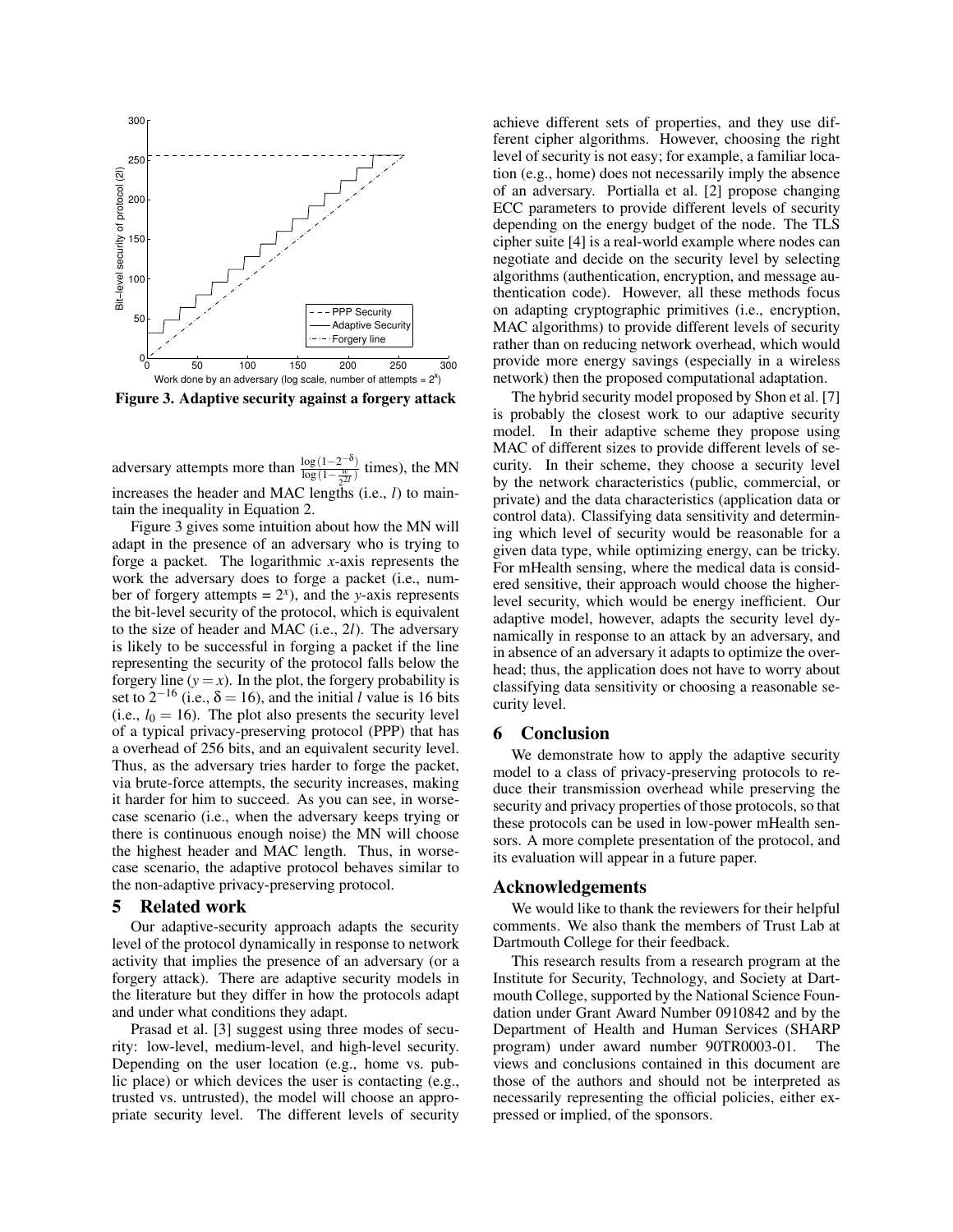Figure 3. Adaptive security against a forgery attack

adversary attempts more than $\frac{\log(1-2^{-\delta})}{\log(1-\frac{w}{2^{2l}})}$ times), the MN increases the header and MAC lengths (i.e., $l$) to maintain the inequality in Equation 2.

Figure 3 gives some intuition about how the MN will adapt in the presence of an adversary who is trying to forge a packet. The logarithmic $x$-axis represents the work the adversary does to forge a packet (i.e., number of forgery attempts = $2^x$), and the $y$-axis represents the bit-level security of the protocol, which is equivalent to the size of header and MAC (i.e., $2l$). The adversary is likely to be successful in forging a packet if the line representing the security of the protocol falls below the forgery line ($y = x$). In the plot, the forgery probability is set to $2^{-16}$ (i.e., $\delta = 16$), and the initial $l$ value is 16 bits (i.e., $l_0 = 16$). The plot also presents the security level of a typical privacy-preserving protocol (PPP) that has a overhead of 256 bits, and an equivalent security level. Thus, as the adversary tries harder to forge the packet, via brute-force attempts, the security increases, making it harder for him to succeed. As you can see, in worse-case scenario (i.e., when the adversary keeps trying or there is continuous enough noise) the MN will choose the highest header and MAC length. Thus, in worse-case scenario, the adaptive protocol behaves similar to the non-adaptive privacy-preserving protocol.

## 5 Related work

Our adaptive-security approach adapts the security level of the protocol dynamically in response to network activity that implies the presence of an adversary (or a forgery attack). There are adaptive security models in the literature but they differ in how the protocols adapt and under what conditions they adapt.

Prasad et al. [3] suggest using three modes of security: low-level, medium-level, and high-level security. Depending on the user location (e.g., home vs. public place) or which devices the user is contacting (e.g., trusted vs. untrusted), the model will choose an appropriate security level. The different levels of security achieve different sets of properties, and they use different cipher algorithms. However, choosing the right level of security is not easy; for example, a familiar location (e.g., home) does not necessarily imply the absence of an adversary. Portialla et al. [2] propose changing ECC parameters to provide different levels of security depending on the energy budget of the node. The TLS cipher suite [4] is a real-world example where nodes can negotiate and decide on the security level by selecting algorithms (authentication, encryption, and message authentication code). However, all these methods focus on adapting cryptographic primitives (i.e., encryption, MAC algorithms) to provide different levels of security rather than on reducing network overhead, which would provide more energy savings (especially in a wireless network) then the proposed computational adaptation.

The hybrid security model proposed by Shon et al. [7] is probably the closest work to our adaptive security model. In their adaptive scheme they propose using MAC of different sizes to provide different levels of security. In their scheme, they choose a security level by the network characteristics (public, commercial, or private) and the data characteristics (application data or control data). Classifying data sensitivity and determining which level of security would be reasonable for a given data type, while optimizing energy, can be tricky. For mHealth sensing, where the medical data is considered sensitive, their approach would choose the higher-level security, which would be energy inefficient. Our adaptive model, however, adapts the security level dynamically in response to an attack by an adversary, and in absence of an adversary it adapts to optimize the overhead; thus, the application does not have to worry about classifying data sensitivity or choosing a reasonable security level.

## 6 Conclusion

We demonstrate how to apply the adaptive security model to a class of privacy-preserving protocols to reduce their transmission overhead while preserving the security and privacy properties of those protocols, so that these protocols can be used in low-power mHealth sensors. A more complete presentation of the protocol, and its evaluation will appear in a future paper.

## Acknowledgements

We would like to thank the reviewers for their helpful comments. We also thank the members of Trust Lab at Dartmouth College for their feedback.

This research results from a research program at the Institute for Security, Technology, and Society at Dartmouth College, supported by the National Science Foundation under Grant Award Number 0910842 and by the Department of Health and Human Services (SHARP program) under award number 90TR0003-01. The views and conclusions contained in this document are those of the authors and should not be interpreted as necessarily representing the official policies, either expressed or implied, of the sponsors.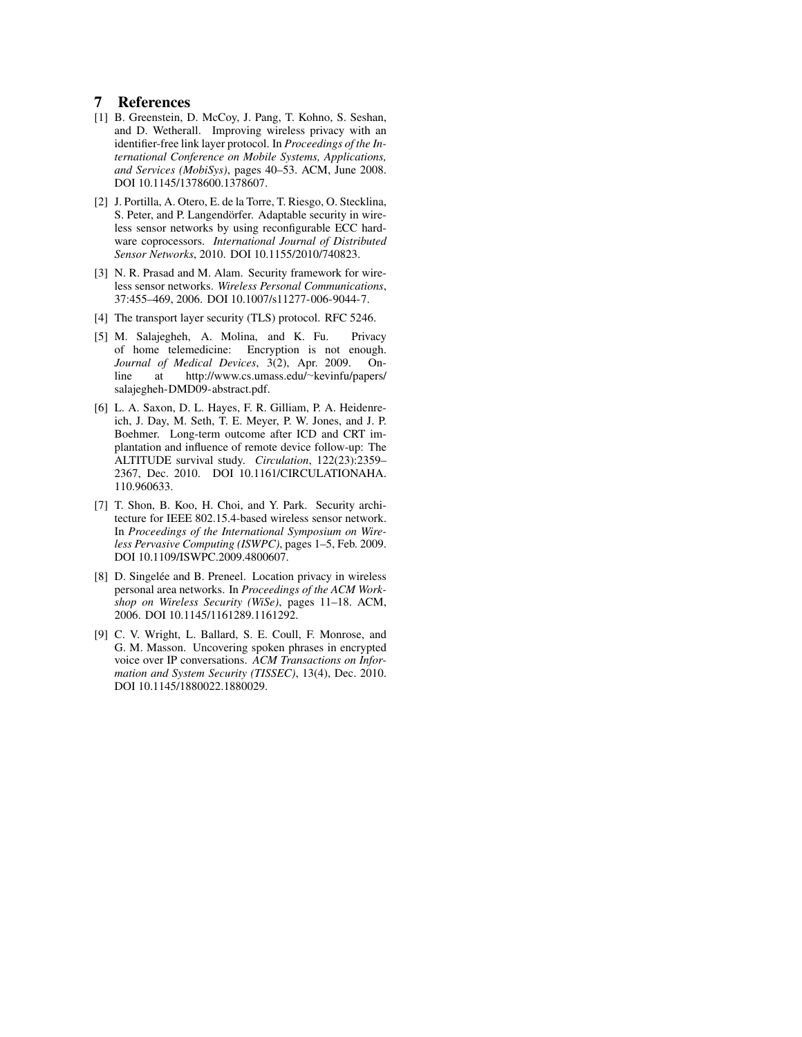## 7 References

[1] B. Greenstein, D. McCoy, J. Pang, T. Kohno, S. Seshan, and D. Wetherall. Improving wireless privacy with an identifier-free link layer protocol. In *Proceedings of the International Conference on Mobile Systems, Applications, and Services (MobiSys)*, pages 40–53. ACM, June 2008. DOI 10.1145/1378600.1378607.

[2] J. Portilla, A. Otero, E. de la Torre, T. Riesgo, O. Stecklina, S. Peter, and P. Langendörfer. Adaptable security in wireless sensor networks by using reconfigurable ECC hardware coprocessors. *International Journal of Distributed Sensor Networks*, 2010. DOI 10.1155/2010/740823.

[3] N. R. Prasad and M. Alam. Security framework for wireless sensor networks. *Wireless Personal Communications*, 37:455–469, 2006. DOI 10.1007/s11277-006-9044-7.

[4] The transport layer security (TLS) protocol. RFC 5246.

[5] M. Salajegheh, A. Molina, and K. Fu. Privacy of home telemedicine: Encryption is not enough. *Journal of Medical Devices*, 3(2), Apr. 2009. Online at http://www.cs.umass.edu/~kevinfu/papers/salajegheh-DMD09-abstract.pdf.

[6] L. A. Saxon, D. L. Hayes, F. R. Gilliam, P. A. Heidenreich, J. Day, M. Seth, T. E. Meyer, P. W. Jones, and J. P. Boehmer. Long-term outcome after ICD and CRT implantation and influence of remote device follow-up: The ALTITUDE survival study. *Circulation*, 122(23):2359–2367, Dec. 2010. DOI 10.1161/CIRCULATIONAHA.110.960633.

[7] T. Shon, B. Koo, H. Choi, and Y. Park. Security architecture for IEEE 802.15.4-based wireless sensor network. In *Proceedings of the International Symposium on Wireless Pervasive Computing (ISWPC)*, pages 1–5, Feb. 2009. DOI 10.1109/ISWPC.2009.4800607.

[8] D. Singelée and B. Preneel. Location privacy in wireless personal area networks. In *Proceedings of the ACM Workshop on Wireless Security (WiSe)*, pages 11–18. ACM, 2006. DOI 10.1145/1161289.1161292.

[9] C. V. Wright, L. Ballard, S. E. Coull, F. Monrose, and G. M. Masson. Uncovering spoken phrases in encrypted voice over IP conversations. *ACM Transactions on Information and System Security (TISSEC)*, 13(4), Dec. 2010. DOI 10.1145/1880022.1880029.